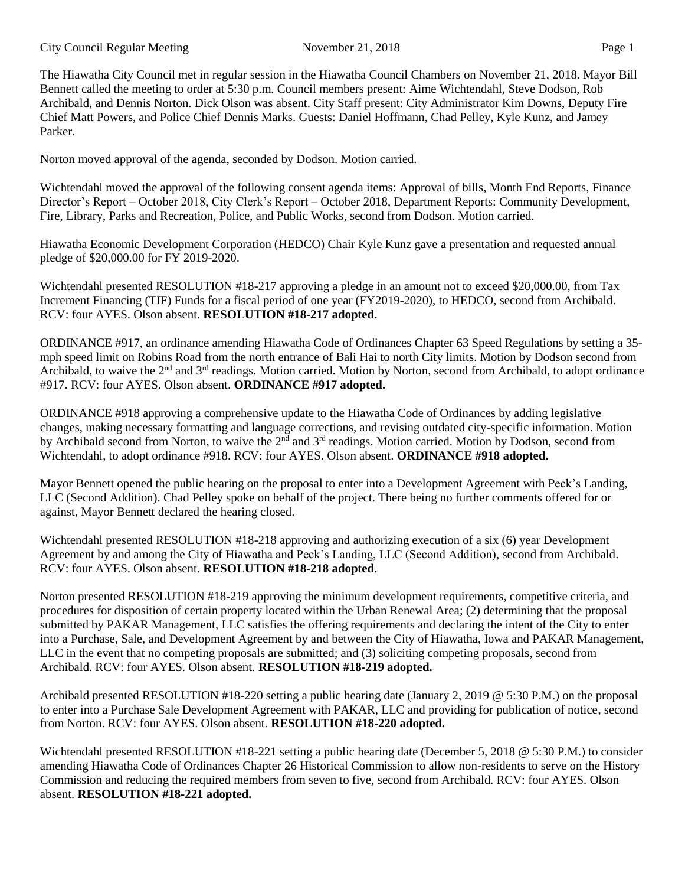The Hiawatha City Council met in regular session in the Hiawatha Council Chambers on November 21, 2018. Mayor Bill Bennett called the meeting to order at 5:30 p.m. Council members present: Aime Wichtendahl, Steve Dodson, Rob Archibald, and Dennis Norton. Dick Olson was absent. City Staff present: City Administrator Kim Downs, Deputy Fire Chief Matt Powers, and Police Chief Dennis Marks. Guests: Daniel Hoffmann, Chad Pelley, Kyle Kunz, and Jamey Parker.

Norton moved approval of the agenda, seconded by Dodson. Motion carried.

Wichtendahl moved the approval of the following consent agenda items: Approval of bills, Month End Reports, Finance Director's Report – October 2018, City Clerk's Report – October 2018, Department Reports: Community Development, Fire, Library, Parks and Recreation, Police, and Public Works, second from Dodson. Motion carried.

Hiawatha Economic Development Corporation (HEDCO) Chair Kyle Kunz gave a presentation and requested annual pledge of $20,000.00 for FY 2019-2020.

Wichtendahl presented RESOLUTION #18-217 approving a pledge in an amount not to exceed $20,000.00, from Tax Increment Financing (TIF) Funds for a fiscal period of one year (FY2019-2020), to HEDCO, second from Archibald. RCV: four AYES. Olson absent. **RESOLUTION #18-217 adopted.**

ORDINANCE #917, an ordinance amending Hiawatha Code of Ordinances Chapter 63 Speed Regulations by setting a 35-mph speed limit on Robins Road from the north entrance of Bali Hai to north City limits. Motion by Dodson second from Archibald, to waive the 2nd and 3rd readings. Motion carried. Motion by Norton, second from Archibald, to adopt ordinance #917. RCV: four AYES. Olson absent. **ORDINANCE #917 adopted.**

ORDINANCE #918 approving a comprehensive update to the Hiawatha Code of Ordinances by adding legislative changes, making necessary formatting and language corrections, and revising outdated city-specific information. Motion by Archibald second from Norton, to waive the 2nd and 3rd readings. Motion carried. Motion by Dodson, second from Wichtendahl, to adopt ordinance #918. RCV: four AYES. Olson absent. **ORDINANCE #918 adopted.**

Mayor Bennett opened the public hearing on the proposal to enter into a Development Agreement with Peck's Landing, LLC (Second Addition). Chad Pelley spoke on behalf of the project. There being no further comments offered for or against, Mayor Bennett declared the hearing closed.

Wichtendahl presented RESOLUTION #18-218 approving and authorizing execution of a six (6) year Development Agreement by and among the City of Hiawatha and Peck's Landing, LLC (Second Addition), second from Archibald. RCV: four AYES. Olson absent. **RESOLUTION #18-218 adopted.**

Norton presented RESOLUTION #18-219 approving the minimum development requirements, competitive criteria, and procedures for disposition of certain property located within the Urban Renewal Area; (2) determining that the proposal submitted by PAKAR Management, LLC satisfies the offering requirements and declaring the intent of the City to enter into a Purchase, Sale, and Development Agreement by and between the City of Hiawatha, Iowa and PAKAR Management, LLC in the event that no competing proposals are submitted; and (3) soliciting competing proposals, second from Archibald. RCV: four AYES. Olson absent. **RESOLUTION #18-219 adopted.**

Archibald presented RESOLUTION #18-220 setting a public hearing date (January 2, 2019 @ 5:30 P.M.) on the proposal to enter into a Purchase Sale Development Agreement with PAKAR, LLC and providing for publication of notice, second from Norton. RCV: four AYES. Olson absent. **RESOLUTION #18-220 adopted.**

Wichtendahl presented RESOLUTION #18-221 setting a public hearing date (December 5, 2018 @ 5:30 P.M.) to consider amending Hiawatha Code of Ordinances Chapter 26 Historical Commission to allow non-residents to serve on the History Commission and reducing the required members from seven to five, second from Archibald. RCV: four AYES. Olson absent. **RESOLUTION #18-221 adopted.**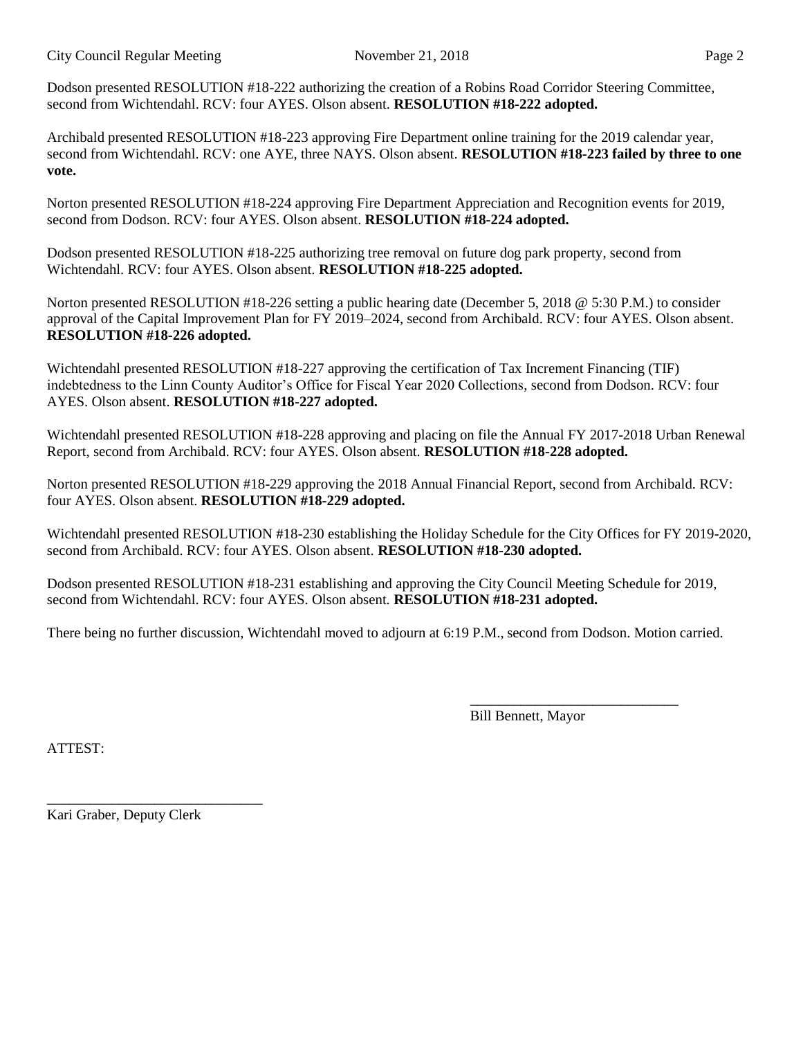Dodson presented RESOLUTION #18-222 authorizing the creation of a Robins Road Corridor Steering Committee, second from Wichtendahl. RCV: four AYES. Olson absent. **RESOLUTION #18-222 adopted.**

Archibald presented RESOLUTION #18-223 approving Fire Department online training for the 2019 calendar year, second from Wichtendahl. RCV: one AYE, three NAYS. Olson absent. **RESOLUTION #18-223 failed by three to one vote.**

Norton presented RESOLUTION #18-224 approving Fire Department Appreciation and Recognition events for 2019, second from Dodson. RCV: four AYES. Olson absent. **RESOLUTION #18-224 adopted.**

Dodson presented RESOLUTION #18-225 authorizing tree removal on future dog park property, second from Wichtendahl. RCV: four AYES. Olson absent. **RESOLUTION #18-225 adopted.**

Norton presented RESOLUTION #18-226 setting a public hearing date (December 5, 2018 @ 5:30 P.M.) to consider approval of the Capital Improvement Plan for FY 2019–2024, second from Archibald. RCV: four AYES. Olson absent. **RESOLUTION #18-226 adopted.**

Wichtendahl presented RESOLUTION #18-227 approving the certification of Tax Increment Financing (TIF) indebtedness to the Linn County Auditor's Office for Fiscal Year 2020 Collections, second from Dodson. RCV: four AYES. Olson absent. **RESOLUTION #18-227 adopted.**

Wichtendahl presented RESOLUTION #18-228 approving and placing on file the Annual FY 2017-2018 Urban Renewal Report, second from Archibald. RCV: four AYES. Olson absent. **RESOLUTION #18-228 adopted.**

Norton presented RESOLUTION #18-229 approving the 2018 Annual Financial Report, second from Archibald. RCV: four AYES. Olson absent. **RESOLUTION #18-229 adopted.**

Wichtendahl presented RESOLUTION #18-230 establishing the Holiday Schedule for the City Offices for FY 2019-2020, second from Archibald. RCV: four AYES. Olson absent. **RESOLUTION #18-230 adopted.**

Dodson presented RESOLUTION #18-231 establishing and approving the City Council Meeting Schedule for 2019, second from Wichtendahl. RCV: four AYES. Olson absent. **RESOLUTION #18-231 adopted.**

There being no further discussion, Wichtendahl moved to adjourn at 6:19 P.M., second from Dodson. Motion carried.

_____________________________

Bill Bennett, Mayor

ATTEST:

_____________________________

Kari Graber, Deputy Clerk